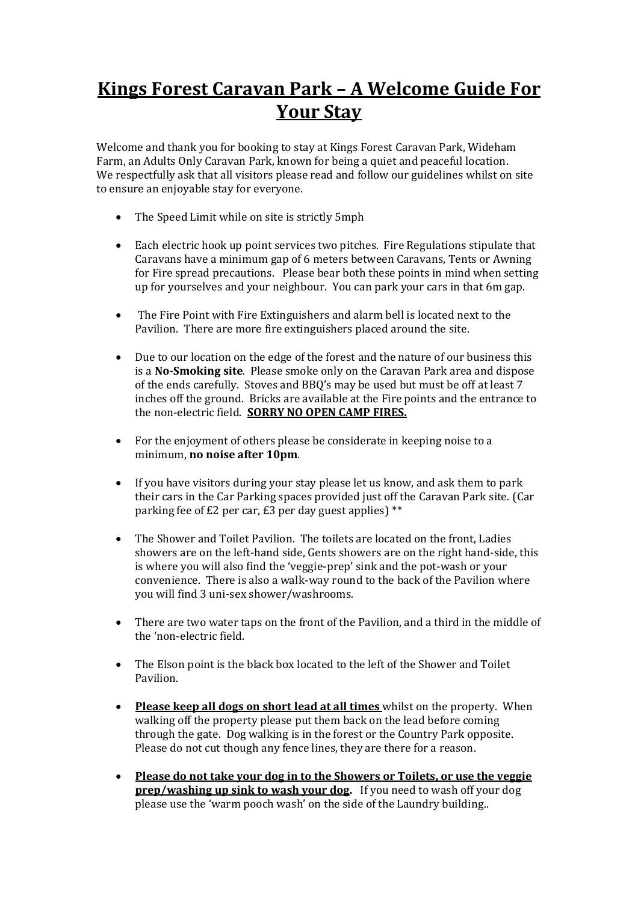# <u>Kings Forest Caravan Park – A Welcome Guide For Your Stay</u>

Welcome and thank you for booking to stay at Kings Forest Caravan Park, Wideham Farm, an Adults Only Caravan Park, known for being a quiet and peaceful location. We respectfully ask that all visitors please read and follow our guidelines whilst on site to ensure an enjoyable stay for everyone.

- The Speed Limit while on site is strictly 5mph
- Each electric hook up point services two pitches. Fire Regulations stipulate that Caravans have a minimum gap of 6 meters between Caravans, Tents or Awning for Fire spread precautions. Please bear both these points in mind when setting up for yourselves and your neighbour. You can park your cars in that 6m gap.
- The Fire Point with Fire Extinguishers and alarm bell is located next to the Pavilion. There are more fire extinguishers placed around the site.
- Due to our location on the edge of the forest and the nature of our business this is a **No-Smoking site**. Please smoke only on the Caravan Park area and dispose of the ends carefully. Stoves and BBQ's may be used but must be off at least 7 inches off the ground. Bricks are available at the Fire points and the entrance to the non-electric field. **<u>SORRY NO OPEN CAMP FIRES.</u>**
- For the enjoyment of others please be considerate in keeping noise to a minimum, **no noise after 10pm**.
- If you have visitors during your stay please let us know, and ask them to park their cars in the Car Parking spaces provided just off the Caravan Park site. (Car parking fee of £2 per car, £3 per day guest applies) **
- The Shower and Toilet Pavilion. The toilets are located on the front, Ladies showers are on the left-hand side, Gents showers are on the right hand-side, this is where you will also find the 'veggie-prep' sink and the pot-wash or your convenience. There is also a walk-way round to the back of the Pavilion where you will find 3 uni-sex shower/washrooms.
- There are two water taps on the front of the Pavilion, and a third in the middle of the 'non-electric field.
- The Elson point is the black box located to the left of the Shower and Toilet Pavilion.
- **<u>Please keep all dogs on short lead at all times</u>** whilst on the property. When walking off the property please put them back on the lead before coming through the gate. Dog walking is in the forest or the Country Park opposite. Please do not cut though any fence lines, they are there for a reason.
- **<u>Please do not take your dog in to the Showers or Toilets, or use the veggie prep/washing up sink to wash your dog</u>.** If you need to wash off your dog please use the 'warm pooch wash' on the side of the Laundry building..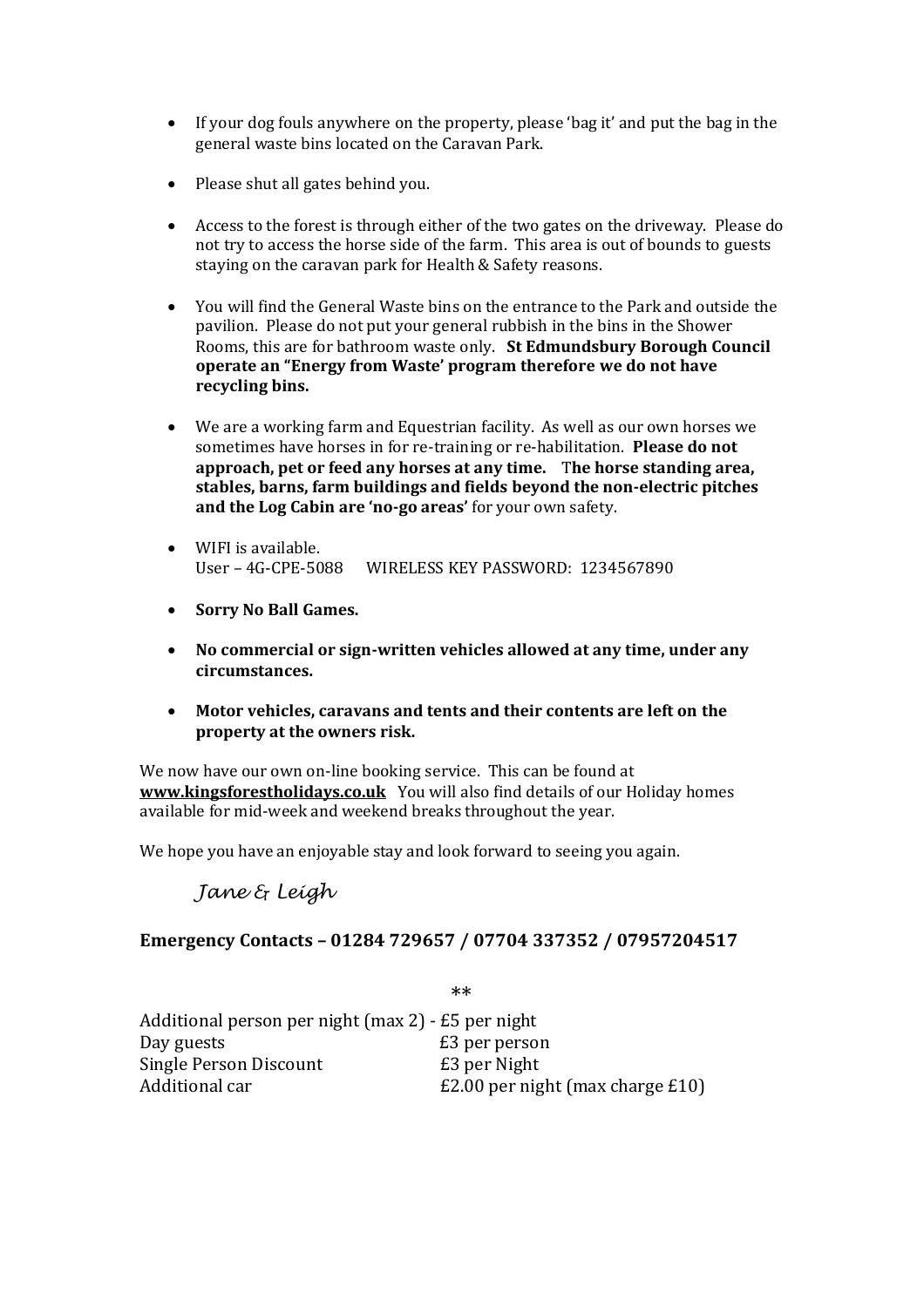- If your dog fouls anywhere on the property, please 'bag it' and put the bag in the general waste bins located on the Caravan Park.
- Please shut all gates behind you.
- Access to the forest is through either of the two gates on the driveway. Please do not try to access the horse side of the farm. This area is out of bounds to guests staying on the caravan park for Health & Safety reasons.
- You will find the General Waste bins on the entrance to the Park and outside the pavilion. Please do not put your general rubbish in the bins in the Shower Rooms, this are for bathroom waste only. **St Edmundsbury Borough Council operate an "Energy from Waste' program therefore we do not have recycling bins.**
- We are a working farm and Equestrian facility. As well as our own horses we sometimes have horses in for re-training or re-habilitation. **Please do not approach, pet or feed any horses at any time.** T**he horse standing area, stables, barns, farm buildings and fields beyond the non-electric pitches and the Log Cabin are 'no-go areas'** for your own safety.
- WIFI is available.
  User – 4G-CPE-5088 WIRELESS KEY PASSWORD: 1234567890
- **Sorry No Ball Games.**
- **No commercial or sign-written vehicles allowed at any time, under any circumstances.**
- **Motor vehicles, caravans and tents and their contents are left on the property at the owners risk.**

We now have our own on-line booking service. This can be found at **www.kingsforestholidays.co.uk** You will also find details of our Holiday homes available for mid-week and weekend breaks throughout the year.

We hope you have an enjoyable stay and look forward to seeing you again.

*Jane & Leigh*

**Emergency Contacts – 01284 729657 / 07704 337352 / 07957204517**

**

| | |
|---|---|
| Additional person per night (max 2) - | £5 per night |
| Day guests | £3 per person |
| Single Person Discount | £3 per Night |
| Additional car | £2.00 per night (max charge £10) |